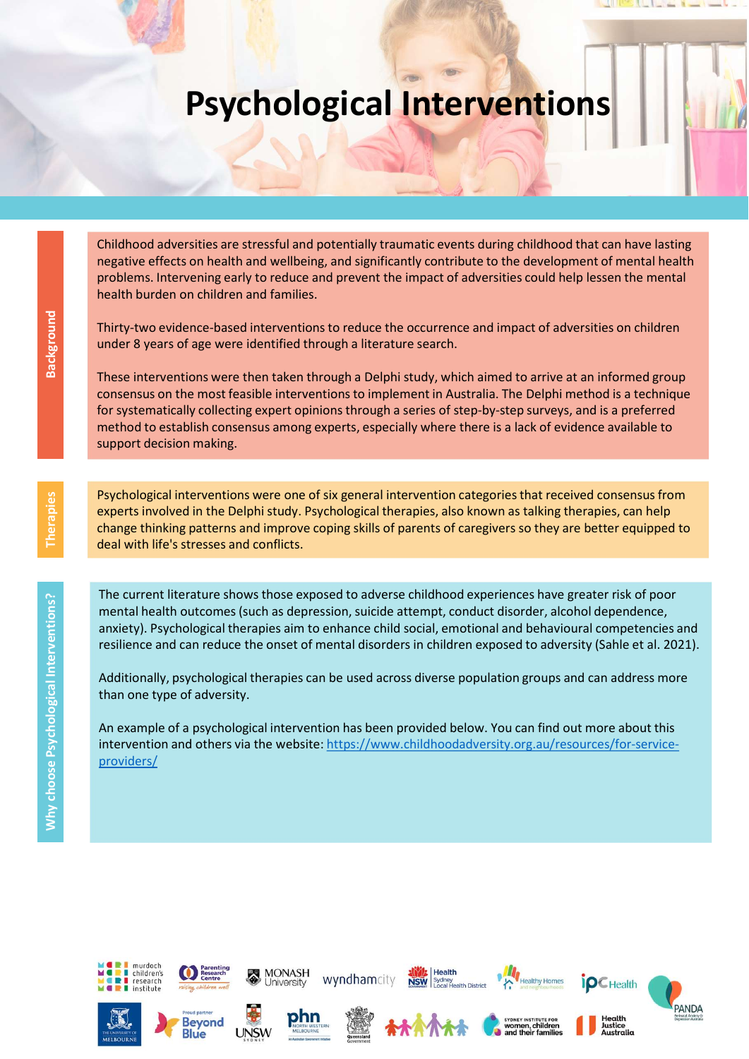# Psychological Interventions

## Background

Childhood adversities are stressful and potentially traumatic events during childhood that can have lasting negative effects on health and wellbeing, and significantly contribute to the development of mental health problems. Intervening early to reduce and prevent the impact of adversities could help lessen the mental health burden on children and families.

Thirty-two evidence-based interventions to reduce the occurrence and impact of adversities on children under 8 years of age were identified through a literature search.

These interventions were then taken through a Delphi study, which aimed to arrive at an informed group consensus on the most feasible interventions to implement in Australia. The Delphi method is a technique for systematically collecting expert opinions through a series of step-by-step surveys, and is a preferred method to establish consensus among experts, especially where there is a lack of evidence available to support decision making.

## Therapies

Psychological interventions were one of six general intervention categories that received consensus from experts involved in the Delphi study. Psychological therapies, also known as talking therapies, can help change thinking patterns and improve coping skills of parents of caregivers so they are better equipped to deal with life's stresses and conflicts.

## Why choose Psychological Interventions?

The current literature shows those exposed to adverse childhood experiences have greater risk of poor mental health outcomes (such as depression, suicide attempt, conduct disorder, alcohol dependence, anxiety). Psychological therapies aim to enhance child social, emotional and behavioural competencies and resilience and can reduce the onset of mental disorders in children exposed to adversity (Sahle et al. 2021).

Additionally, psychological therapies can be used across diverse population groups and can address more than one type of adversity.

An example of a psychological intervention has been provided below. You can find out more about this intervention and others via the website: [https://www.childhoodadversity.org.au/resources/for-service-providers/](https://www.childhoodadversity.org.au/resources/for-service-providers/)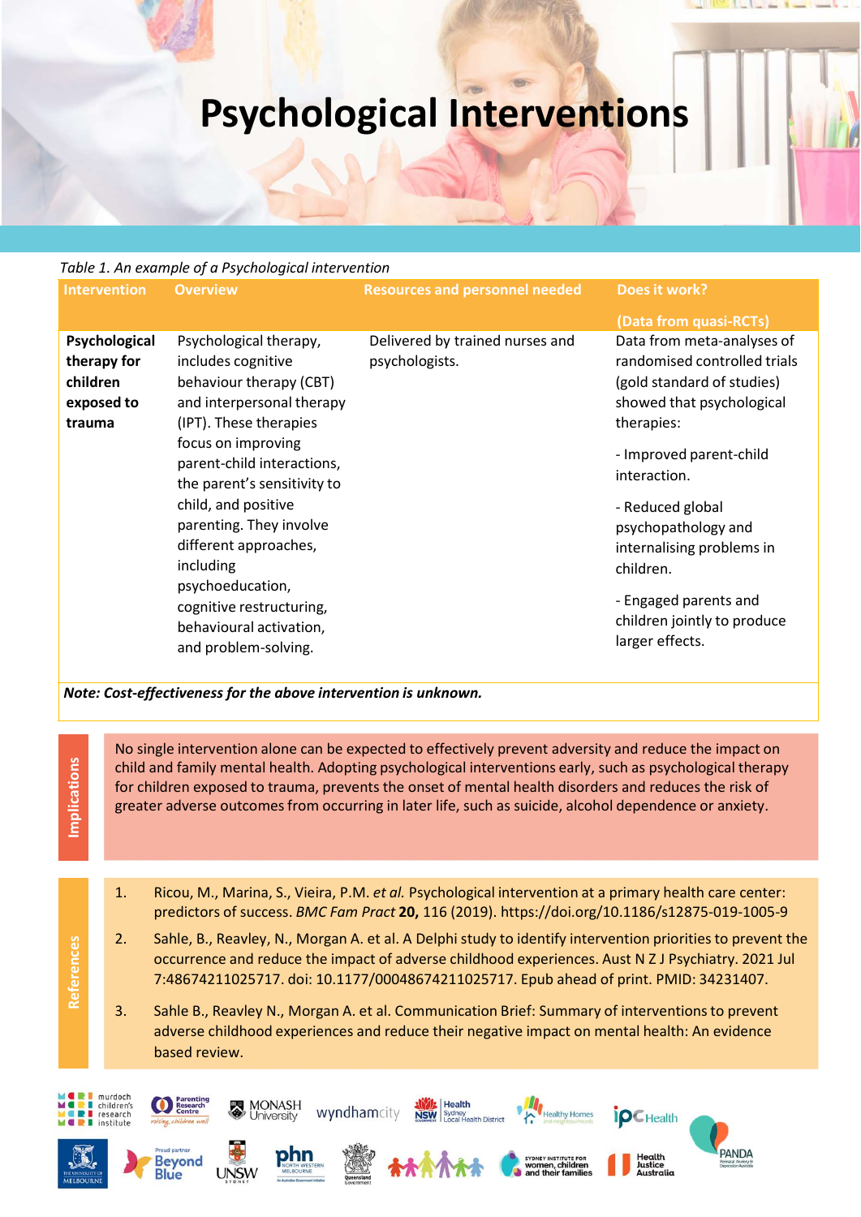# Psychological Interventions

*Table 1. An example of a Psychological intervention*

| Intervention | Overview | Resources and personnel needed | Does it work? (Data from quasi-RCTs) |
|---|---|---|---|
| **Psychological therapy for children exposed to trauma** | Psychological therapy, includes cognitive behaviour therapy (CBT) and interpersonal therapy (IPT). These therapies focus on improving parent-child interactions, the parent's sensitivity to child, and positive parenting. They involve different approaches, including psychoeducation, cognitive restructuring, behavioural activation, and problem-solving. | Delivered by trained nurses and psychologists. | Data from meta-analyses of randomised controlled trials (gold standard of studies) showed that psychological therapies:<br>- Improved parent-child interaction.<br>- Reduced global psychopathology and internalising problems in children.<br>- Engaged parents and children jointly to produce larger effects. |

***Note: Cost-effectiveness for the above intervention is unknown.***

## Implications

No single intervention alone can be expected to effectively prevent adversity and reduce the impact on child and family mental health. Adopting psychological interventions early, such as psychological therapy for children exposed to trauma, prevents the onset of mental health disorders and reduces the risk of greater adverse outcomes from occurring in later life, such as suicide, alcohol dependence or anxiety.

## References

1. Ricou, M., Marina, S., Vieira, P.M. *et al.* Psychological intervention at a primary health care center: predictors of success. *BMC Fam Pract* **20,** 116 (2019). https://doi.org/10.1186/s12875-019-1005-9
2. Sahle, B., Reavley, N., Morgan A. et al. A Delphi study to identify intervention priorities to prevent the occurrence and reduce the impact of adverse childhood experiences. Aust N Z J Psychiatry. 2021 Jul 7:48674211025717. doi: 10.1177/00048674211025717. Epub ahead of print. PMID: 34231407.
3. Sahle B., Reavley N., Morgan A. et al. Communication Brief: Summary of interventions to prevent adverse childhood experiences and reduce their negative impact on mental health: An evidence based review.